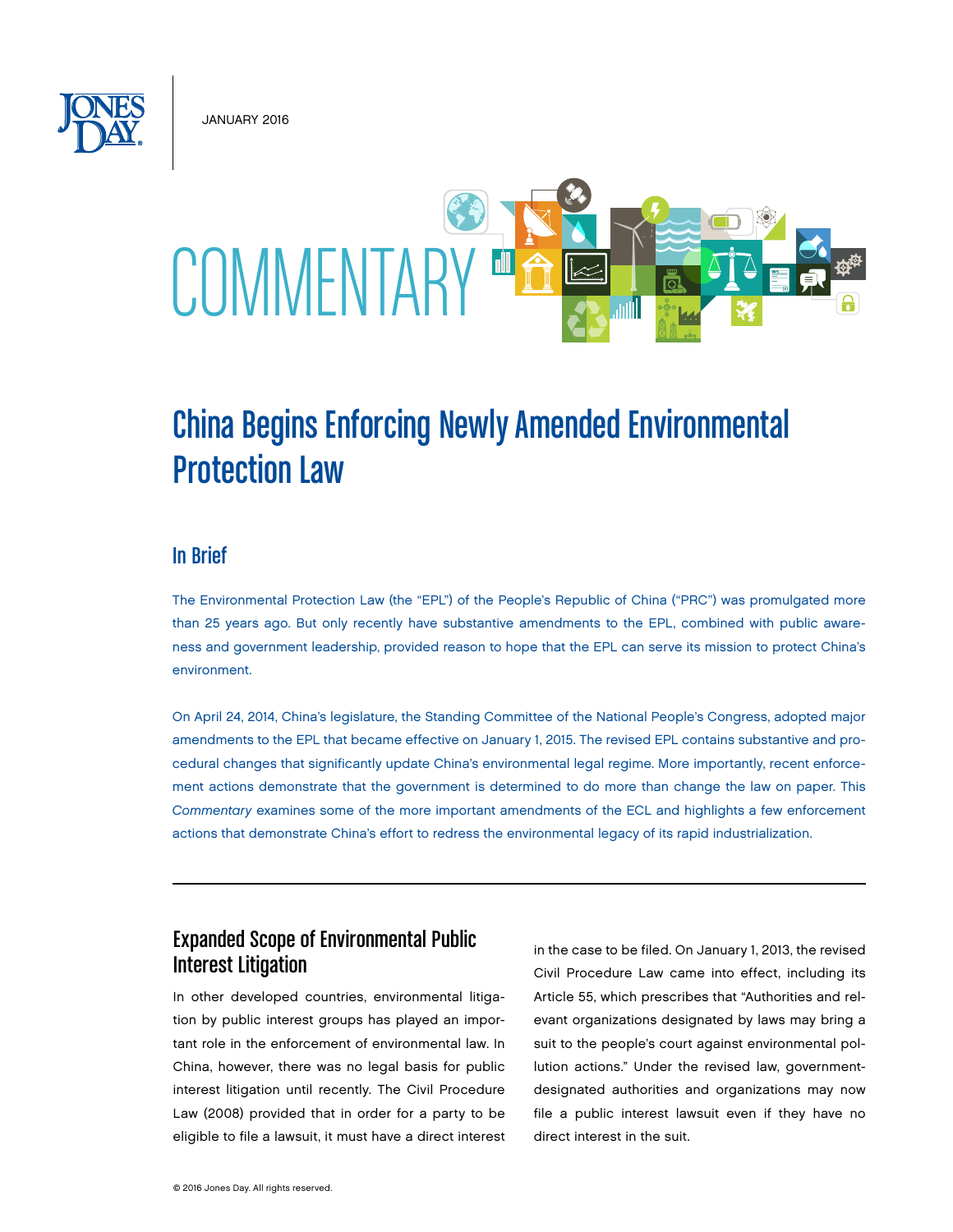JANUARY 2016

COMMENTARY

# China Begins Enforcing Newly Amended Environmental Protection Law

## In Brief

The Environmental Protection Law (the "EPL") of the People's Republic of China ("PRC") was promulgated more than 25 years ago. But only recently have substantive amendments to the EPL, combined with public awareness and government leadership, provided reason to hope that the EPL can serve its mission to protect China's environment.

On April 24, 2014, China's legislature, the Standing Committee of the National People's Congress, adopted major amendments to the EPL that became effective on January 1, 2015. The revised EPL contains substantive and procedural changes that significantly update China's environmental legal regime. More importantly, recent enforcement actions demonstrate that the government is determined to do more than change the law on paper. This *Commentary* examines some of the more important amendments of the ECL and highlights a few enforcement actions that demonstrate China's effort to redress the environmental legacy of its rapid industrialization.

## Expanded Scope of Environmental Public Interest Litigation

In other developed countries, environmental litigation by public interest groups has played an important role in the enforcement of environmental law. In China, however, there was no legal basis for public interest litigation until recently. The Civil Procedure Law (2008) provided that in order for a party to be eligible to file a lawsuit, it must have a direct interest in the case to be filed. On January 1, 2013, the revised Civil Procedure Law came into effect, including its Article 55, which prescribes that "Authorities and relevant organizations designated by laws may bring a suit to the people's court against environmental pollution actions." Under the revised law, government-designated authorities and organizations may now file a public interest lawsuit even if they have no direct interest in the suit.

© 2016 Jones Day. All rights reserved.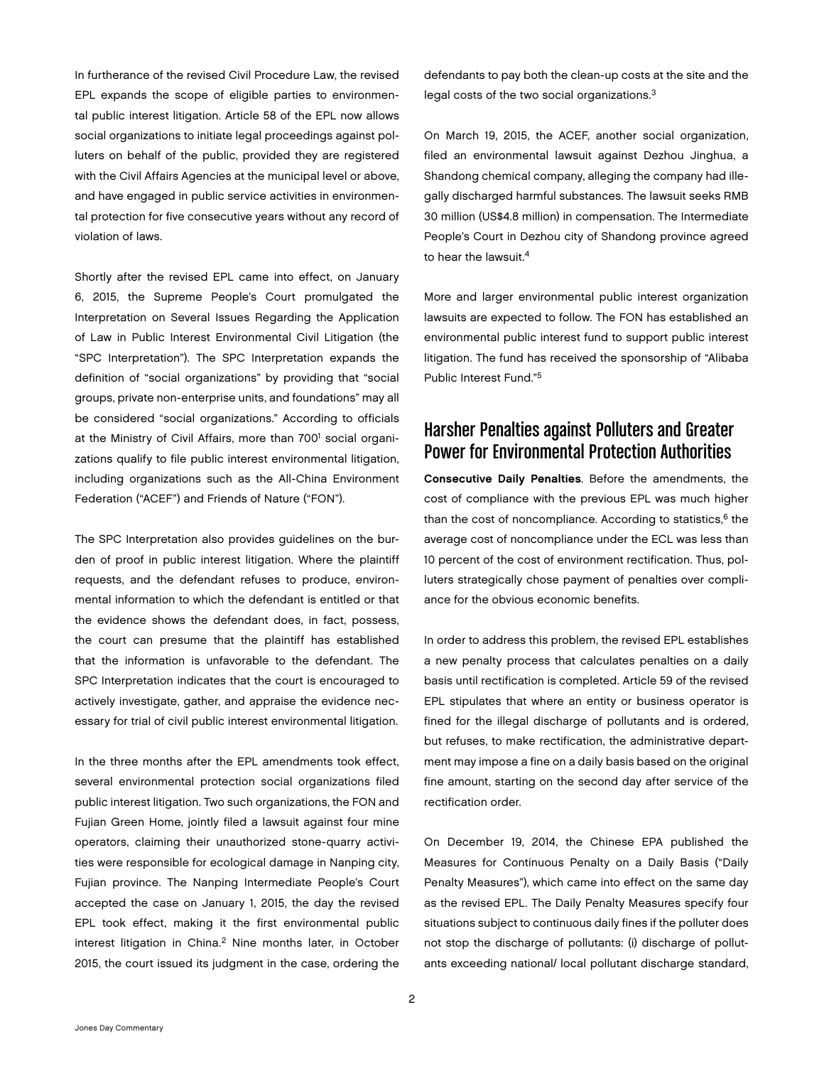In furtherance of the revised Civil Procedure Law, the revised EPL expands the scope of eligible parties to environmental public interest litigation. Article 58 of the EPL now allows social organizations to initiate legal proceedings against polluters on behalf of the public, provided they are registered with the Civil Affairs Agencies at the municipal level or above, and have engaged in public service activities in environmental protection for five consecutive years without any record of violation of laws.

Shortly after the revised EPL came into effect, on January 6, 2015, the Supreme People's Court promulgated the Interpretation on Several Issues Regarding the Application of Law in Public Interest Environmental Civil Litigation (the "SPC Interpretation"). The SPC Interpretation expands the definition of "social organizations" by providing that "social groups, private non-enterprise units, and foundations" may all be considered "social organizations." According to officials at the Ministry of Civil Affairs, more than 700[1] social organizations qualify to file public interest environmental litigation, including organizations such as the All-China Environment Federation ("ACEF") and Friends of Nature ("FON").

The SPC Interpretation also provides guidelines on the burden of proof in public interest litigation. Where the plaintiff requests, and the defendant refuses to produce, environmental information to which the defendant is entitled or that the evidence shows the defendant does, in fact, possess, the court can presume that the plaintiff has established that the information is unfavorable to the defendant. The SPC Interpretation indicates that the court is encouraged to actively investigate, gather, and appraise the evidence necessary for trial of civil public interest environmental litigation.

In the three months after the EPL amendments took effect, several environmental protection social organizations filed public interest litigation. Two such organizations, the FON and Fujian Green Home, jointly filed a lawsuit against four mine operators, claiming their unauthorized stone-quarry activities were responsible for ecological damage in Nanping city, Fujian province. The Nanping Intermediate People's Court accepted the case on January 1, 2015, the day the revised EPL took effect, making it the first environmental public interest litigation in China.[2] Nine months later, in October 2015, the court issued its judgment in the case, ordering the defendants to pay both the clean-up costs at the site and the legal costs of the two social organizations.[3]

On March 19, 2015, the ACEF, another social organization, filed an environmental lawsuit against Dezhou Jinghua, a Shandong chemical company, alleging the company had illegally discharged harmful substances. The lawsuit seeks RMB 30 million (US$4.8 million) in compensation. The Intermediate People's Court in Dezhou city of Shandong province agreed to hear the lawsuit.[4]

More and larger environmental public interest organization lawsuits are expected to follow. The FON has established an environmental public interest fund to support public interest litigation. The fund has received the sponsorship of "Alibaba Public Interest Fund."[5]

## Harsher Penalties against Polluters and Greater Power for Environmental Protection Authorities

**Consecutive Daily Penalties**. Before the amendments, the cost of compliance with the previous EPL was much higher than the cost of noncompliance. According to statistics,[6] the average cost of noncompliance under the ECL was less than 10 percent of the cost of environment rectification. Thus, polluters strategically chose payment of penalties over compliance for the obvious economic benefits.

In order to address this problem, the revised EPL establishes a new penalty process that calculates penalties on a daily basis until rectification is completed. Article 59 of the revised EPL stipulates that where an entity or business operator is fined for the illegal discharge of pollutants and is ordered, but refuses, to make rectification, the administrative department may impose a fine on a daily basis based on the original fine amount, starting on the second day after service of the rectification order.

On December 19, 2014, the Chinese EPA published the Measures for Continuous Penalty on a Daily Basis ("Daily Penalty Measures"), which came into effect on the same day as the revised EPL. The Daily Penalty Measures specify four situations subject to continuous daily fines if the polluter does not stop the discharge of pollutants: (i) discharge of pollutants exceeding national/ local pollutant discharge standard,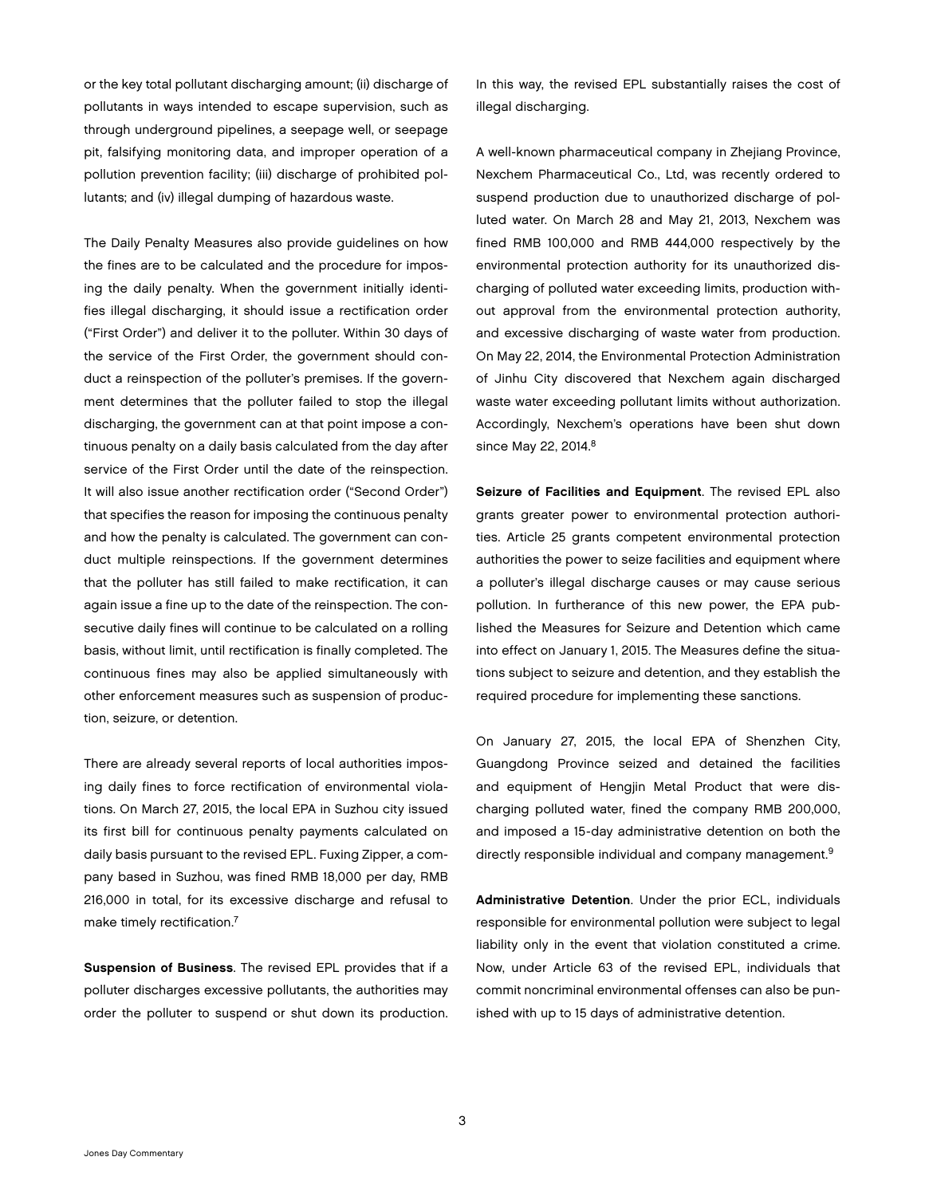or the key total pollutant discharging amount; (ii) discharge of pollutants in ways intended to escape supervision, such as through underground pipelines, a seepage well, or seepage pit, falsifying monitoring data, and improper operation of a pollution prevention facility; (iii) discharge of prohibited pollutants; and (iv) illegal dumping of hazardous waste.

The Daily Penalty Measures also provide guidelines on how the fines are to be calculated and the procedure for imposing the daily penalty. When the government initially identifies illegal discharging, it should issue a rectification order ("First Order") and deliver it to the polluter. Within 30 days of the service of the First Order, the government should conduct a reinspection of the polluter's premises. If the government determines that the polluter failed to stop the illegal discharging, the government can at that point impose a continuous penalty on a daily basis calculated from the day after service of the First Order until the date of the reinspection. It will also issue another rectification order ("Second Order") that specifies the reason for imposing the continuous penalty and how the penalty is calculated. The government can conduct multiple reinspections. If the government determines that the polluter has still failed to make rectification, it can again issue a fine up to the date of the reinspection. The consecutive daily fines will continue to be calculated on a rolling basis, without limit, until rectification is finally completed. The continuous fines may also be applied simultaneously with other enforcement measures such as suspension of production, seizure, or detention.

There are already several reports of local authorities imposing daily fines to force rectification of environmental violations. On March 27, 2015, the local EPA in Suzhou city issued its first bill for continuous penalty payments calculated on daily basis pursuant to the revised EPL. Fuxing Zipper, a company based in Suzhou, was fined RMB 18,000 per day, RMB 216,000 in total, for its excessive discharge and refusal to make timely rectification.[7]

**Suspension of Business**. The revised EPL provides that if a polluter discharges excessive pollutants, the authorities may order the polluter to suspend or shut down its production. In this way, the revised EPL substantially raises the cost of illegal discharging.

A well-known pharmaceutical company in Zhejiang Province, Nexchem Pharmaceutical Co., Ltd, was recently ordered to suspend production due to unauthorized discharge of polluted water. On March 28 and May 21, 2013, Nexchem was fined RMB 100,000 and RMB 444,000 respectively by the environmental protection authority for its unauthorized discharging of polluted water exceeding limits, production without approval from the environmental protection authority, and excessive discharging of waste water from production. On May 22, 2014, the Environmental Protection Administration of Jinhu City discovered that Nexchem again discharged waste water exceeding pollutant limits without authorization. Accordingly, Nexchem's operations have been shut down since May 22, 2014.[8]

**Seizure of Facilities and Equipment**. The revised EPL also grants greater power to environmental protection authorities. Article 25 grants competent environmental protection authorities the power to seize facilities and equipment where a polluter's illegal discharge causes or may cause serious pollution. In furtherance of this new power, the EPA published the Measures for Seizure and Detention which came into effect on January 1, 2015. The Measures define the situations subject to seizure and detention, and they establish the required procedure for implementing these sanctions.

On January 27, 2015, the local EPA of Shenzhen City, Guangdong Province seized and detained the facilities and equipment of Hengjin Metal Product that were discharging polluted water, fined the company RMB 200,000, and imposed a 15-day administrative detention on both the directly responsible individual and company management.[9]

**Administrative Detention**. Under the prior ECL, individuals responsible for environmental pollution were subject to legal liability only in the event that violation constituted a crime. Now, under Article 63 of the revised EPL, individuals that commit noncriminal environmental offenses can also be punished with up to 15 days of administrative detention.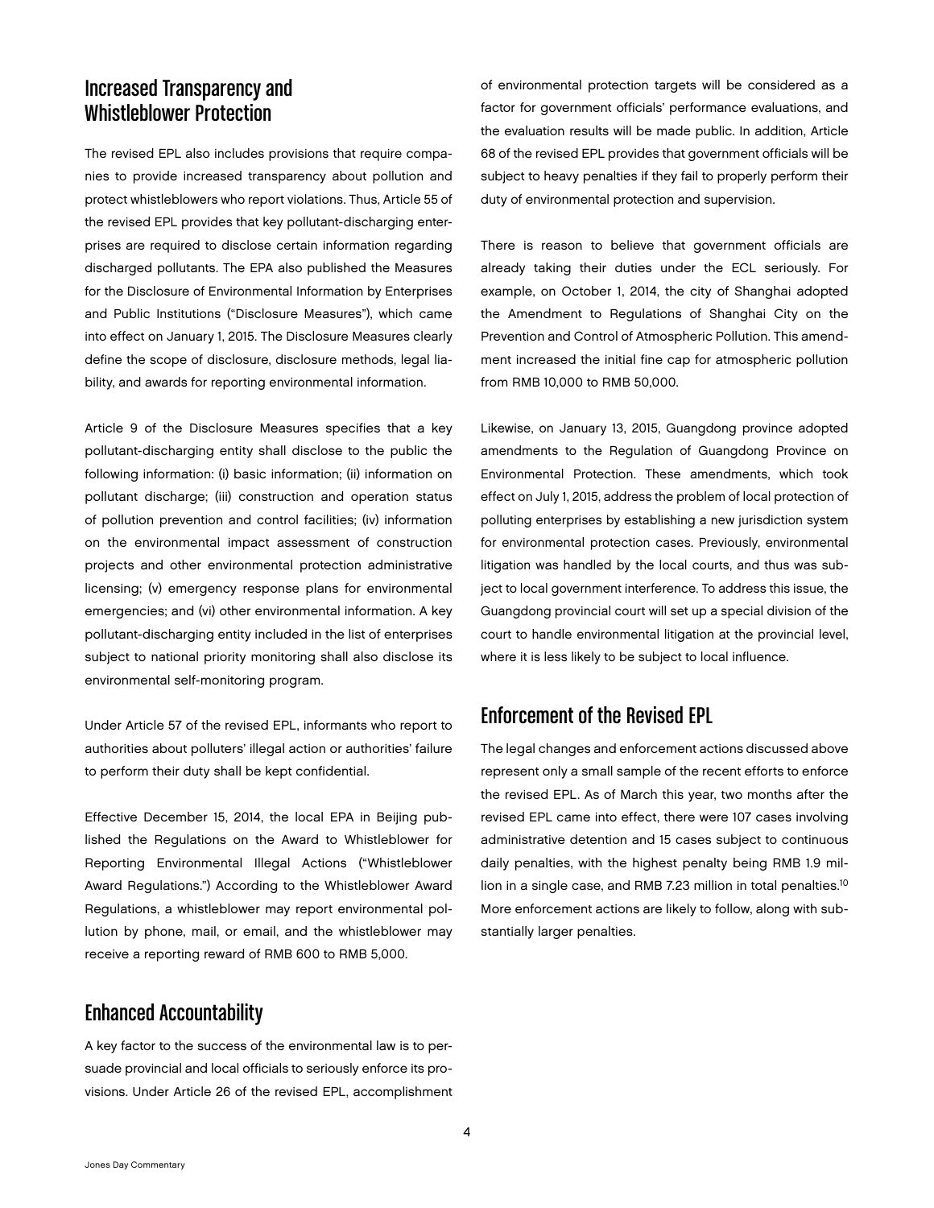## Increased Transparency and Whistleblower Protection

The revised EPL also includes provisions that require companies to provide increased transparency about pollution and protect whistleblowers who report violations. Thus, Article 55 of the revised EPL provides that key pollutant-discharging enterprises are required to disclose certain information regarding discharged pollutants. The EPA also published the Measures for the Disclosure of Environmental Information by Enterprises and Public Institutions ("Disclosure Measures"), which came into effect on January 1, 2015. The Disclosure Measures clearly define the scope of disclosure, disclosure methods, legal liability, and awards for reporting environmental information.

Article 9 of the Disclosure Measures specifies that a key pollutant-discharging entity shall disclose to the public the following information: (i) basic information; (ii) information on pollutant discharge; (iii) construction and operation status of pollution prevention and control facilities; (iv) information on the environmental impact assessment of construction projects and other environmental protection administrative licensing; (v) emergency response plans for environmental emergencies; and (vi) other environmental information. A key pollutant-discharging entity included in the list of enterprises subject to national priority monitoring shall also disclose its environmental self-monitoring program.

Under Article 57 of the revised EPL, informants who report to authorities about polluters' illegal action or authorities' failure to perform their duty shall be kept confidential.

Effective December 15, 2014, the local EPA in Beijing published the Regulations on the Award to Whistleblower for Reporting Environmental Illegal Actions ("Whistleblower Award Regulations.") According to the Whistleblower Award Regulations, a whistleblower may report environmental pollution by phone, mail, or email, and the whistleblower may receive a reporting reward of RMB 600 to RMB 5,000.

## Enhanced Accountability

A key factor to the success of the environmental law is to persuade provincial and local officials to seriously enforce its provisions. Under Article 26 of the revised EPL, accomplishment of environmental protection targets will be considered as a factor for government officials' performance evaluations, and the evaluation results will be made public. In addition, Article 68 of the revised EPL provides that government officials will be subject to heavy penalties if they fail to properly perform their duty of environmental protection and supervision.

There is reason to believe that government officials are already taking their duties under the ECL seriously. For example, on October 1, 2014, the city of Shanghai adopted the Amendment to Regulations of Shanghai City on the Prevention and Control of Atmospheric Pollution. This amendment increased the initial fine cap for atmospheric pollution from RMB 10,000 to RMB 50,000.

Likewise, on January 13, 2015, Guangdong province adopted amendments to the Regulation of Guangdong Province on Environmental Protection. These amendments, which took effect on July 1, 2015, address the problem of local protection of polluting enterprises by establishing a new jurisdiction system for environmental protection cases. Previously, environmental litigation was handled by the local courts, and thus was subject to local government interference. To address this issue, the Guangdong provincial court will set up a special division of the court to handle environmental litigation at the provincial level, where it is less likely to be subject to local influence.

## Enforcement of the Revised EPL

The legal changes and enforcement actions discussed above represent only a small sample of the recent efforts to enforce the revised EPL. As of March this year, two months after the revised EPL came into effect, there were 107 cases involving administrative detention and 15 cases subject to continuous daily penalties, with the highest penalty being RMB 1.9 million in a single case, and RMB 7.23 million in total penalties.[10] More enforcement actions are likely to follow, along with substantially larger penalties.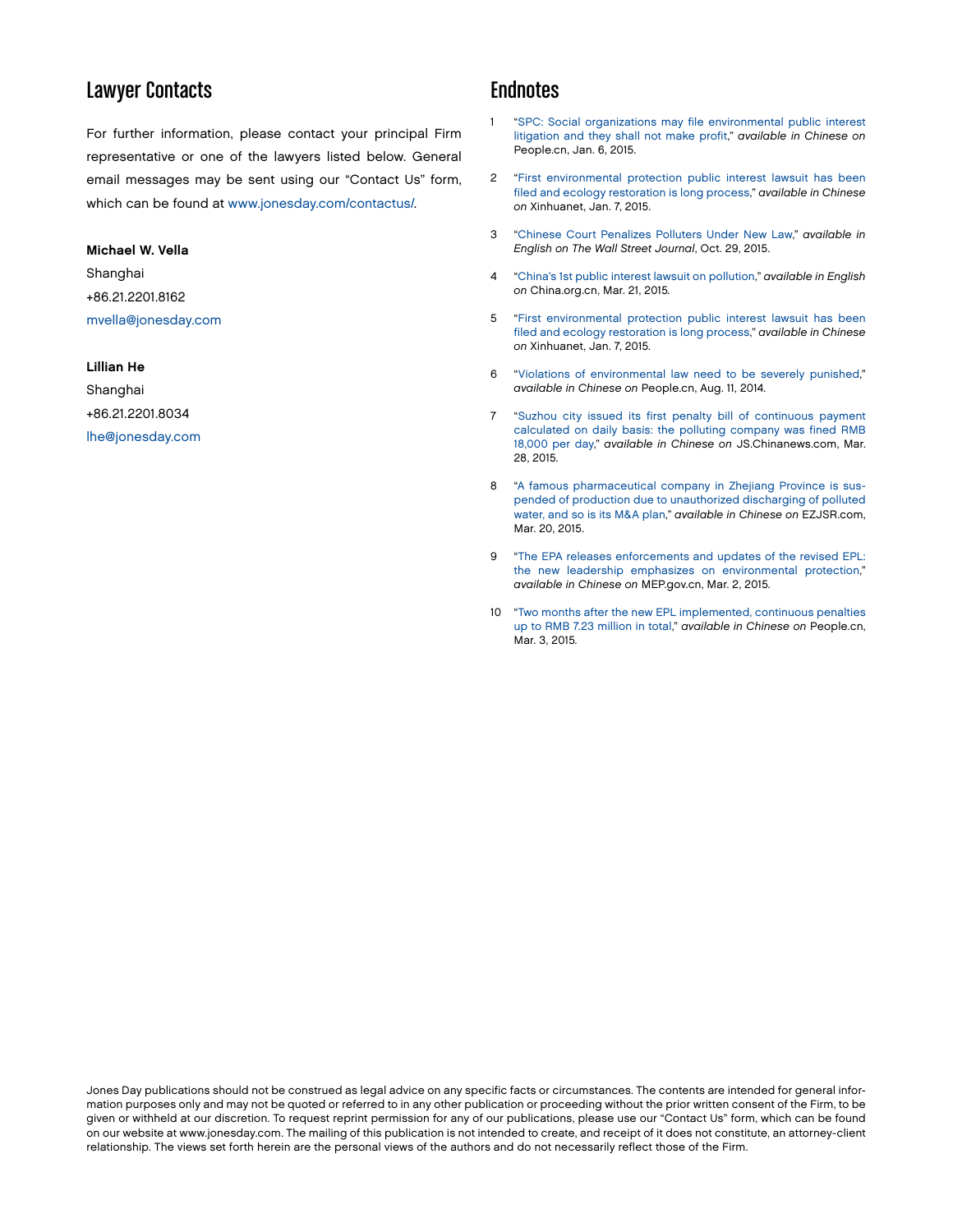## Lawyer Contacts

For further information, please contact your principal Firm representative or one of the lawyers listed below. General email messages may be sent using our "Contact Us" form, which can be found at www.jonesday.com/contactus/.

**Michael W. Vella**
Shanghai
+86.21.2201.8162
mvella@jonesday.com

**Lillian He**
Shanghai
+86.21.2201.8034
lhe@jonesday.com

## Endnotes

1. "SPC: Social organizations may file environmental public interest litigation and they shall not make profit," *available in Chinese on* People.cn, Jan. 6, 2015.
2. "First environmental protection public interest lawsuit has been filed and ecology restoration is long process," *available in Chinese on* Xinhuanet, Jan. 7, 2015.
3. "Chinese Court Penalizes Polluters Under New Law," *available in English on The Wall Street Journal*, Oct. 29, 2015.
4. "China's 1st public interest lawsuit on pollution," *available in English on* China.org.cn, Mar. 21, 2015.
5. "First environmental protection public interest lawsuit has been filed and ecology restoration is long process," *available in Chinese on* Xinhuanet, Jan. 7, 2015.
6. "Violations of environmental law need to be severely punished," *available in Chinese on* People.cn, Aug. 11, 2014.
7. "Suzhou city issued its first penalty bill of continuous payment calculated on daily basis: the polluting company was fined RMB 18,000 per day," *available in Chinese on* JS.Chinanews.com, Mar. 28, 2015.
8. "A famous pharmaceutical company in Zhejiang Province is suspended of production due to unauthorized discharging of polluted water, and so is its M&A plan," *available in Chinese on* EZJSR.com, Mar. 20, 2015.
9. "The EPA releases enforcements and updates of the revised EPL: the new leadership emphasizes on environmental protection," *available in Chinese on* MEP.gov.cn, Mar. 2, 2015.
10. "Two months after the new EPL implemented, continuous penalties up to RMB 7.23 million in total," *available in Chinese on* People.cn, Mar. 3, 2015.

Jones Day publications should not be construed as legal advice on any specific facts or circumstances. The contents are intended for general information purposes only and may not be quoted or referred to in any other publication or proceeding without the prior written consent of the Firm, to be given or withheld at our discretion. To request reprint permission for any of our publications, please use our "Contact Us" form, which can be found on our website at www.jonesday.com. The mailing of this publication is not intended to create, and receipt of it does not constitute, an attorney-client relationship. The views set forth herein are the personal views of the authors and do not necessarily reflect those of the Firm.